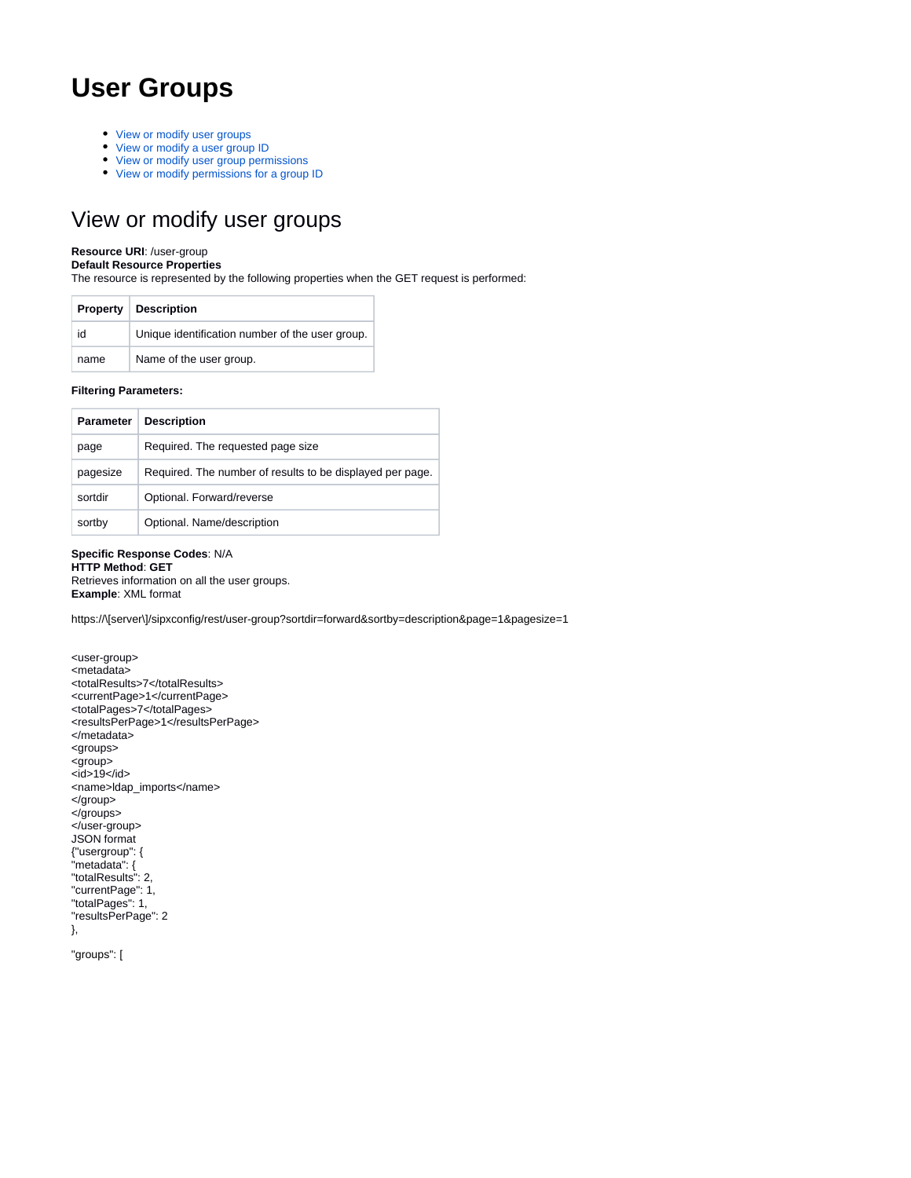# User Groups

- View or modify user groups
- View or modify a user group ID
- View or modify user group permissions
- View or modify permissions for a group ID

## View or modify user groups

**Resource URI**: /user-group
**Default Resource Properties**
The resource is represented by the following properties when the GET request is performed:

| Property | Description |
|---|---|
| id | Unique identification number of the user group. |
| name | Name of the user group. |

**Filtering Parameters:**

| Parameter | Description |
|---|---|
| page | Required. The requested page size |
| pagesize | Required. The number of results to be displayed per page. |
| sortdir | Optional. Forward/reverse |
| sortby | Optional. Name/description |

**Specific Response Codes**: N/A
**HTTP Method**: **GET**
Retrieves information on all the user groups.
**Example**: XML format

https://\[server\]/sipxconfig/rest/user-group?sortdir=forward&sortby=description&page=1&pagesize=1

```
<user-group>
<metadata>
<totalResults>7</totalResults>
<currentPage>1</currentPage>
<totalPages>7</totalPages>
<resultsPerPage>1</resultsPerPage>
</metadata>
<groups>
<group>
<id>19</id>
<name>ldap_imports</name>
</group>
</groups>
</user-group>
```

JSON format

```
{"usergroup": {
"metadata": {
"totalResults": 2,
"currentPage": 1,
"totalPages": 1,
"resultsPerPage": 2
},

"groups": [
```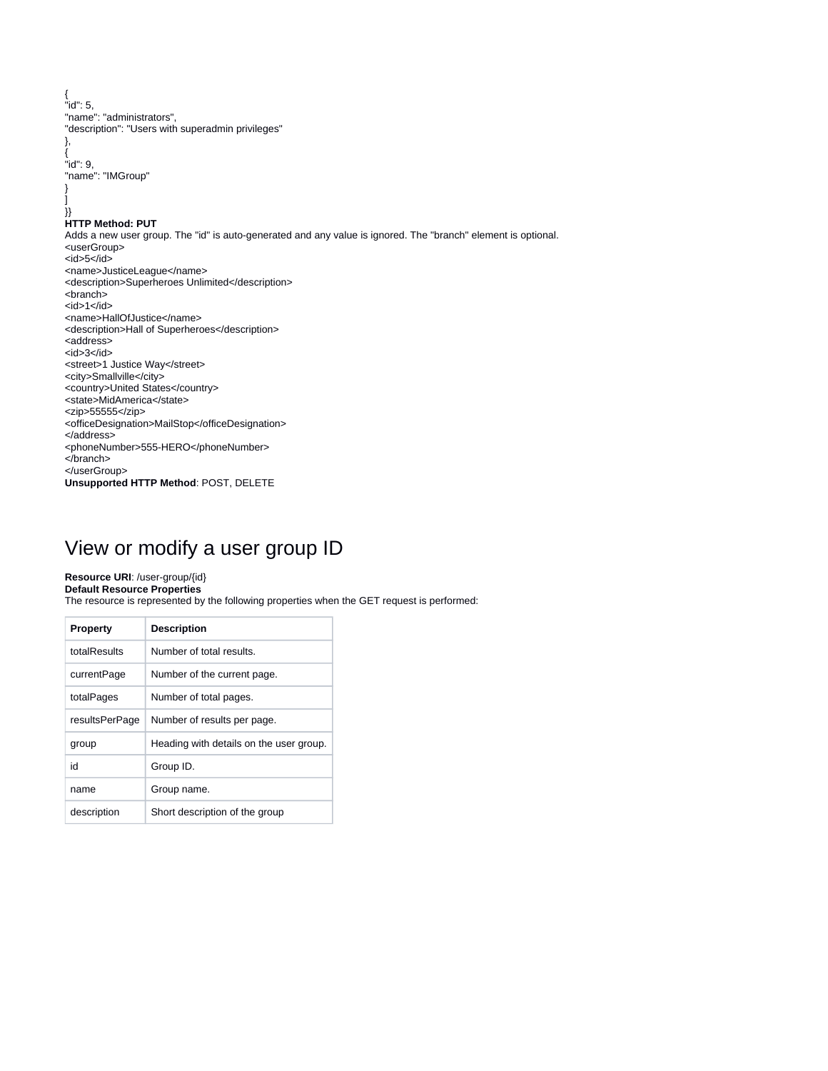```
{
"id": 5,
"name": "administrators",
"description": "Users with superadmin privileges"
},
{
"id": 9,
"name": "IMGroup"
}
]
}}
```

**HTTP Method: PUT**

Adds a new user group. The "id" is auto-generated and any value is ignored. The "branch" element is optional.

```
<userGroup>
<id>5</id>
<name>JusticeLeague</name>
<description>Superheroes Unlimited</description>
<branch>
<id>1</id>
<name>HallOfJustice</name>
<description>Hall of Superheroes</description>
<address>
<id>3</id>
<street>1 Justice Way</street>
<city>Smallville</city>
<country>United States</country>
<state>MidAmerica</state>
<zip>55555</zip>
<officeDesignation>MailStop</officeDesignation>
</address>
<phoneNumber>555-HERO</phoneNumber>
</branch>
</userGroup>
```

**Unsupported HTTP Method**: POST, DELETE

# View or modify a user group ID

**Resource URI**: /user-group/{id}

**Default Resource Properties**

The resource is represented by the following properties when the GET request is performed:

| Property | Description |
| --- | --- |
| totalResults | Number of total results. |
| currentPage | Number of the current page. |
| totalPages | Number of total pages. |
| resultsPerPage | Number of results per page. |
| group | Heading with details on the user group. |
| id | Group ID. |
| name | Group name. |
| description | Short description of the group |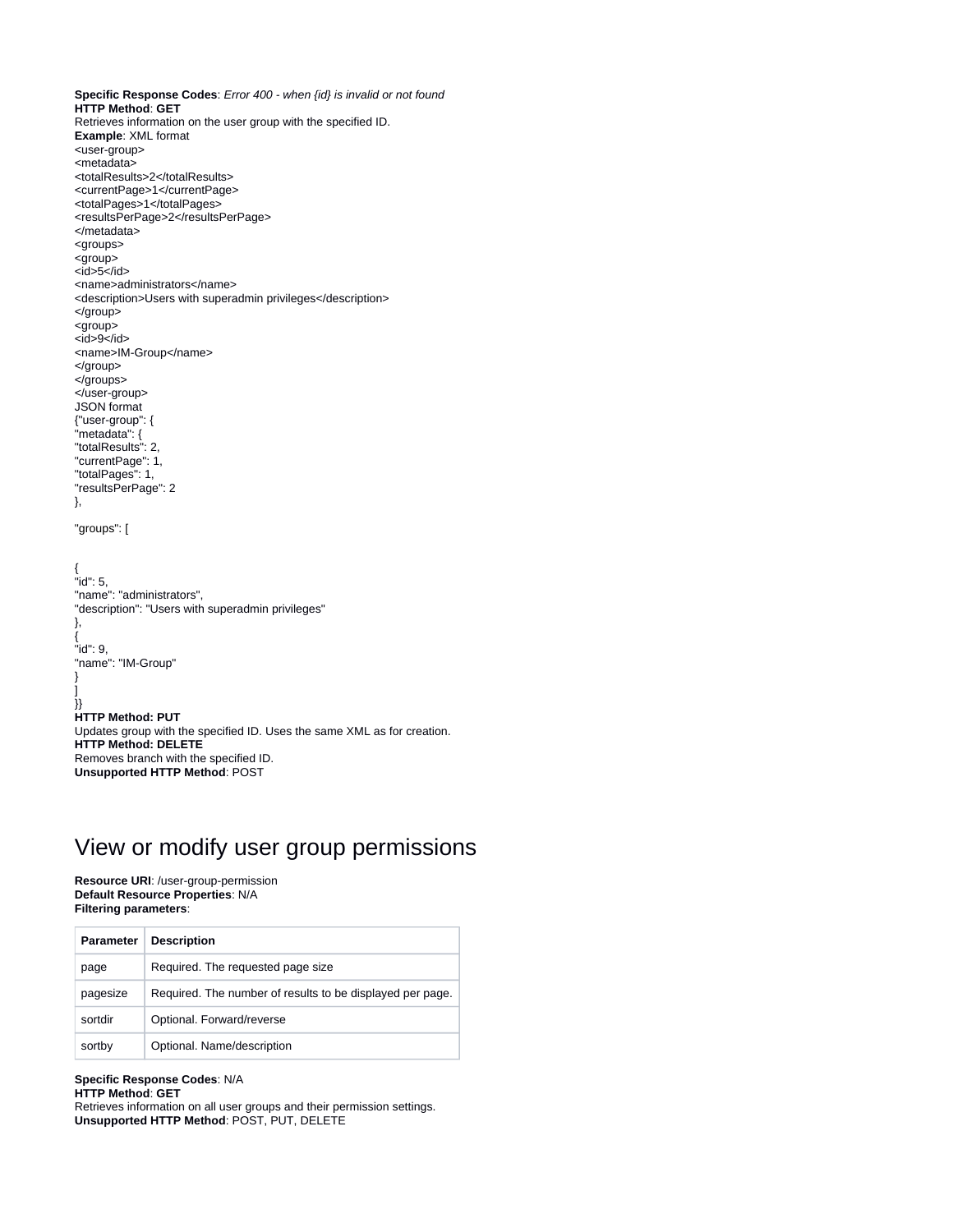**Specific Response Codes**: *Error 400 - when {id} is invalid or not found*
**HTTP Method**: **GET**
Retrieves information on the user group with the specified ID.
**Example**: XML format

```
<user-group>
<metadata>
<totalResults>2</totalResults>
<currentPage>1</currentPage>
<totalPages>1</totalPages>
<resultsPerPage>2</resultsPerPage>
</metadata>
<groups>
<group>
<id>5</id>
<name>administrators</name>
<description>Users with superadmin privileges</description>
</group>
<group>
<id>9</id>
<name>IM-Group</name>
</group>
</groups>
</user-group>
```

JSON format

```
{"user-group": {
"metadata": {
"totalResults": 2,
"currentPage": 1,
"totalPages": 1,
"resultsPerPage": 2
},

"groups": [


{
"id": 5,
"name": "administrators",
"description": "Users with superadmin privileges"
},
{
"id": 9,
"name": "IM-Group"
}
]
}}
```

**HTTP Method: PUT**
Updates group with the specified ID. Uses the same XML as for creation.
**HTTP Method: DELETE**
Removes branch with the specified ID.
**Unsupported HTTP Method**: POST

# View or modify user group permissions

**Resource URI**: /user-group-permission
**Default Resource Properties**: N/A
**Filtering parameters**:

| Parameter | Description |
|---|---|
| page | Required. The requested page size |
| pagesize | Required. The number of results to be displayed per page. |
| sortdir | Optional. Forward/reverse |
| sortby | Optional. Name/description |

**Specific Response Codes**: N/A
**HTTP Method**: **GET**
Retrieves information on all user groups and their permission settings.
**Unsupported HTTP Method**: POST, PUT, DELETE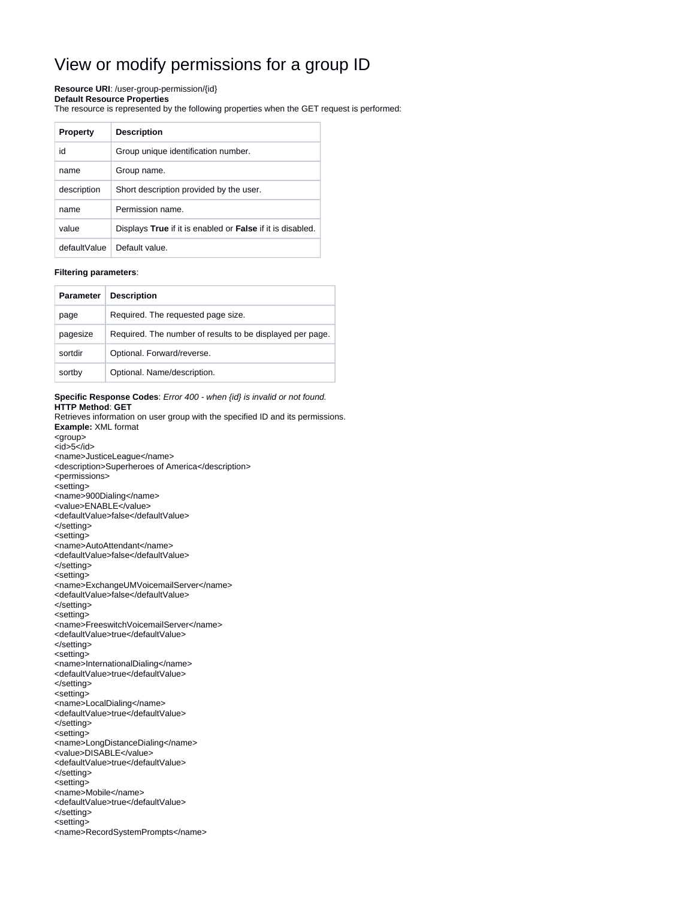# View or modify permissions for a group ID

**Resource URI**: /user-group-permission/{id}
**Default Resource Properties**
The resource is represented by the following properties when the GET request is performed:

| Property | Description |
|---|---|
| id | Group unique identification number. |
| name | Group name. |
| description | Short description provided by the user. |
| name | Permission name. |
| value | Displays **True** if it is enabled or **False** if it is disabled. |
| defaultValue | Default value. |

**Filtering parameters**:

| Parameter | Description |
|---|---|
| page | Required. The requested page size. |
| pagesize | Required. The number of results to be displayed per page. |
| sortdir | Optional. Forward/reverse. |
| sortby | Optional. Name/description. |

**Specific Response Codes**: *Error 400 - when {id} is invalid or not found.*
**HTTP Method**: **GET**
Retrieves information on user group with the specified ID and its permissions.
**Example:** XML format

```
<group>
<id>5</id>
<name>JusticeLeague</name>
<description>Superheroes of America</description>
<permissions>
<setting>
<name>900Dialing</name>
<value>ENABLE</value>
<defaultValue>false</defaultValue>
</setting>
<setting>
<name>AutoAttendant</name>
<defaultValue>false</defaultValue>
</setting>
<setting>
<name>ExchangeUMVoicemailServer</name>
<defaultValue>false</defaultValue>
</setting>
<setting>
<name>FreeswitchVoicemailServer</name>
<defaultValue>true</defaultValue>
</setting>
<setting>
<name>InternationalDialing</name>
<defaultValue>true</defaultValue>
</setting>
<setting>
<name>LocalDialing</name>
<defaultValue>true</defaultValue>
</setting>
<setting>
<name>LongDistanceDialing</name>
<value>DISABLE</value>
<defaultValue>true</defaultValue>
</setting>
<setting>
<name>Mobile</name>
<defaultValue>true</defaultValue>
</setting>
<setting>
<name>RecordSystemPrompts</name>
```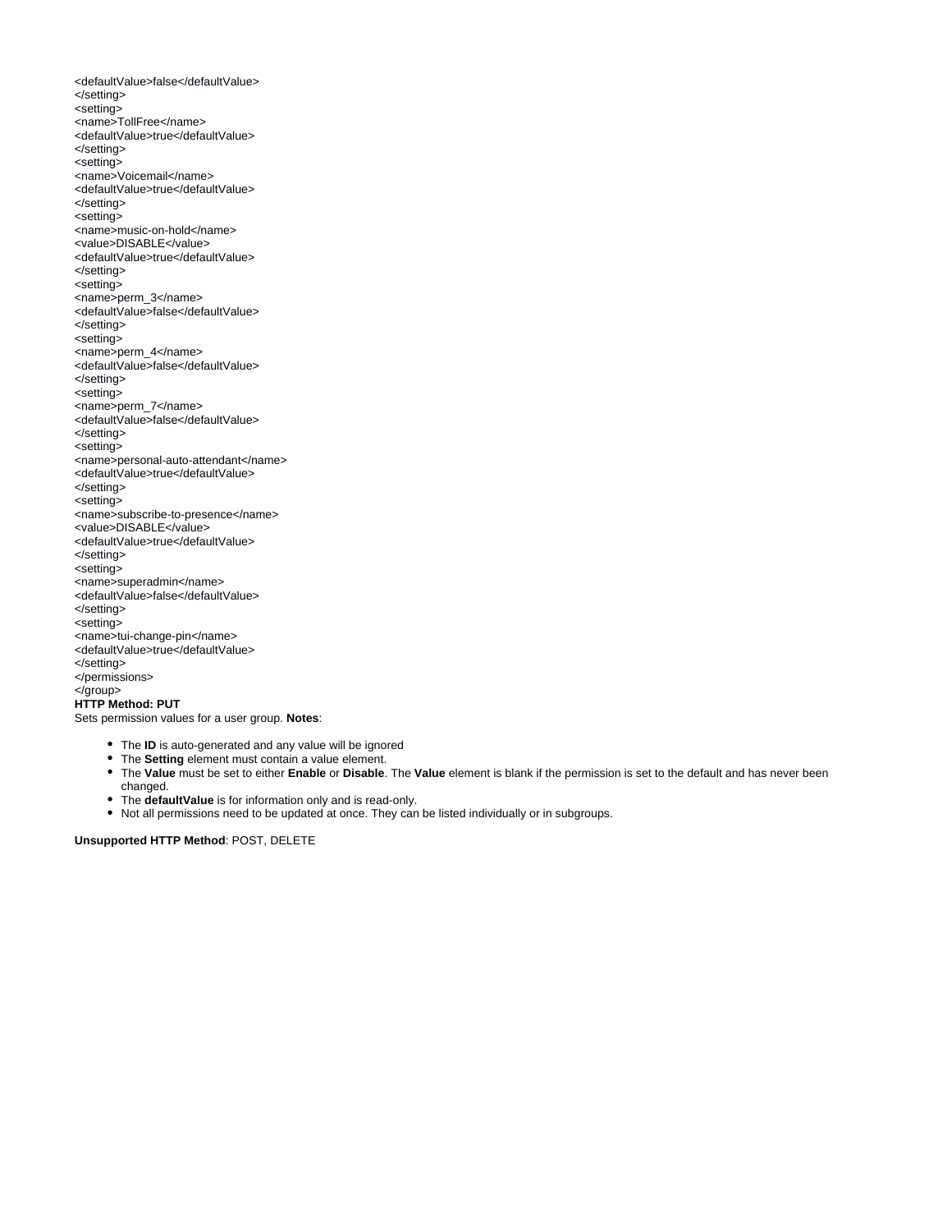```
<defaultValue>false</defaultValue>
</setting>
<setting>
<name>TollFree</name>
<defaultValue>true</defaultValue>
</setting>
<setting>
<name>Voicemail</name>
<defaultValue>true</defaultValue>
</setting>
<setting>
<name>music-on-hold</name>
<value>DISABLE</value>
<defaultValue>true</defaultValue>
</setting>
<setting>
<name>perm_3</name>
<defaultValue>false</defaultValue>
</setting>
<setting>
<name>perm_4</name>
<defaultValue>false</defaultValue>
</setting>
<setting>
<name>perm_7</name>
<defaultValue>false</defaultValue>
</setting>
<setting>
<name>personal-auto-attendant</name>
<defaultValue>true</defaultValue>
</setting>
<setting>
<name>subscribe-to-presence</name>
<value>DISABLE</value>
<defaultValue>true</defaultValue>
</setting>
<setting>
<name>superadmin</name>
<defaultValue>false</defaultValue>
</setting>
<setting>
<name>tui-change-pin</name>
<defaultValue>true</defaultValue>
</setting>
</permissions>
</group>
```

**HTTP Method: PUT**

Sets permission values for a user group. **Notes**:

- The **ID** is auto-generated and any value will be ignored
- The **Setting** element must contain a value element.
- The **Value** must be set to either **Enable** or **Disable**. The **Value** element is blank if the permission is set to the default and has never been changed.
- The **defaultValue** is for information only and is read-only.
- Not all permissions need to be updated at once. They can be listed individually or in subgroups.

**Unsupported HTTP Method**: POST, DELETE